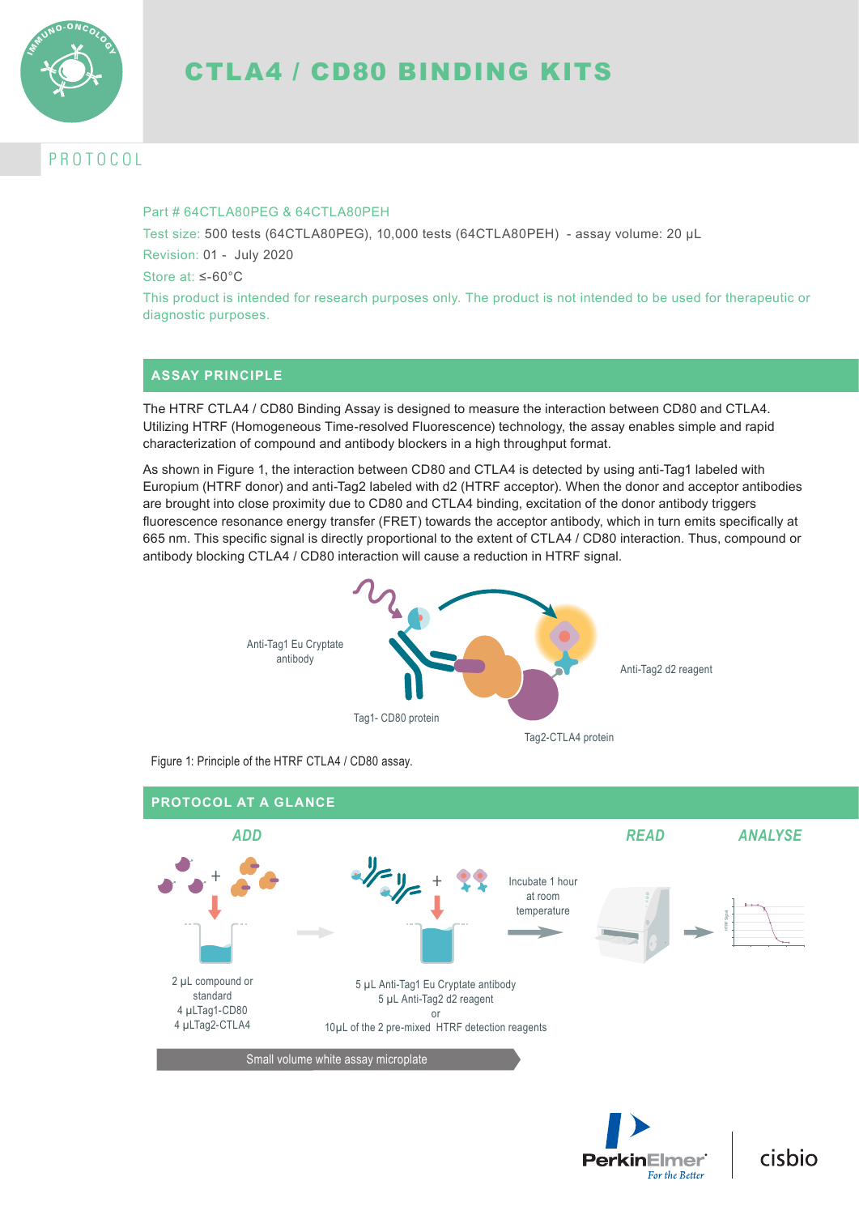# CTLA4 / CD80 BINDING KITS

## PROTOCOL

Part # 64CTLA80PEG & 64CTLA80PEH

Test size: 500 tests (64CTLA80PEG), 10,000 tests (64CTLA80PEH) - assay volume: 20 µL

Revision: 01 - July 2020

Store at: ≤-60°C

This product is intended for research purposes only. The product is not intended to be used for therapeutic or diagnostic purposes.

## ASSAY PRINCIPLE

The HTRF CTLA4 / CD80 Binding Assay is designed to measure the interaction between CD80 and CTLA4. Utilizing HTRF (Homogeneous Time-resolved Fluorescence) technology, the assay enables simple and rapid characterization of compound and antibody blockers in a high throughput format.

As shown in Figure 1, the interaction between CD80 and CTLA4 is detected by using anti-Tag1 labeled with Europium (HTRF donor) and anti-Tag2 labeled with d2 (HTRF acceptor). When the donor and acceptor antibodies are brought into close proximity due to CD80 and CTLA4 binding, excitation of the donor antibody triggers fluorescence resonance energy transfer (FRET) towards the acceptor antibody, which in turn emits specifically at 665 nm. This specific signal is directly proportional to the extent of CTLA4 / CD80 interaction. Thus, compound or antibody blocking CTLA4 / CD80 interaction will cause a reduction in HTRF signal.

Anti-Tag1 Eu Cryptate antibody

Tag1- CD80 protein

Anti-Tag2 d2 reagent

Tag2-CTLA4 protein

Figure 1: Principle of the HTRF CTLA4 / CD80 assay.

## PROTOCOL AT A GLANCE

**ADD**

2 µL compound or standard
4 µLTag1-CD80
4 µLTag2-CTLA4

5 µL Anti-Tag1 Eu Cryptate antibody
5 µL Anti-Tag2 d2 reagent
or
10µL of the 2 pre-mixed HTRF detection reagents

Incubate 1 hour at room temperature

**READ**

**ANALYSE**

Small volume white assay microplate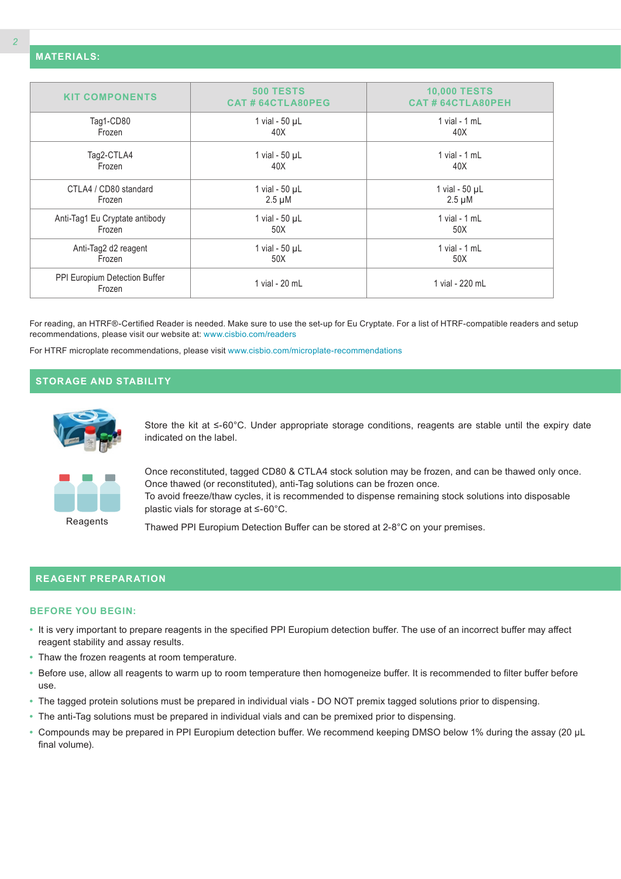## MATERIALS:

| KIT COMPONENTS | 500 TESTS<br>CAT # 64CTLA80PEG | 10,000 TESTS<br>CAT # 64CTLA80PEH |
|---|---|---|
| Tag1-CD80<br>Frozen | 1 vial - 50 µL<br>40X | 1 vial - 1 mL<br>40X |
| Tag2-CTLA4<br>Frozen | 1 vial - 50 µL<br>40X | 1 vial - 1 mL<br>40X |
| CTLA4 / CD80 standard<br>Frozen | 1 vial - 50 µL<br>2.5 µM | 1 vial - 50 µL<br>2.5 µM |
| Anti-Tag1 Eu Cryptate antibody<br>Frozen | 1 vial - 50 µL<br>50X | 1 vial - 1 mL<br>50X |
| Anti-Tag2 d2 reagent<br>Frozen | 1 vial - 50 µL<br>50X | 1 vial - 1 mL<br>50X |
| PPI Europium Detection Buffer<br>Frozen | 1 vial - 20 mL | 1 vial - 220 mL |

For reading, an HTRF®-Certified Reader is needed. Make sure to use the set-up for Eu Cryptate. For a list of HTRF-compatible readers and setup recommendations, please visit our website at: www.cisbio.com/readers

For HTRF microplate recommendations, please visit www.cisbio.com/microplate-recommendations

## STORAGE AND STABILITY

Store the kit at ≤-60°C. Under appropriate storage conditions, reagents are stable until the expiry date indicated on the label.

Reagents

Once reconstituted, tagged CD80 & CTLA4 stock solution may be frozen, and can be thawed only once.
Once thawed (or reconstituted), anti-Tag solutions can be frozen once.
To avoid freeze/thaw cycles, it is recommended to dispense remaining stock solutions into disposable plastic vials for storage at ≤-60°C.

Thawed PPI Europium Detection Buffer can be stored at 2-8°C on your premises.

## REAGENT PREPARATION

### BEFORE YOU BEGIN:

- It is very important to prepare reagents in the specified PPI Europium detection buffer. The use of an incorrect buffer may affect reagent stability and assay results.
- Thaw the frozen reagents at room temperature.
- Before use, allow all reagents to warm up to room temperature then homogeneize buffer. It is recommended to filter buffer before use.
- The tagged protein solutions must be prepared in individual vials - DO NOT premix tagged solutions prior to dispensing.
- The anti-Tag solutions must be prepared in individual vials and can be premixed prior to dispensing.
- Compounds may be prepared in PPI Europium detection buffer. We recommend keeping DMSO below 1% during the assay (20 µL final volume).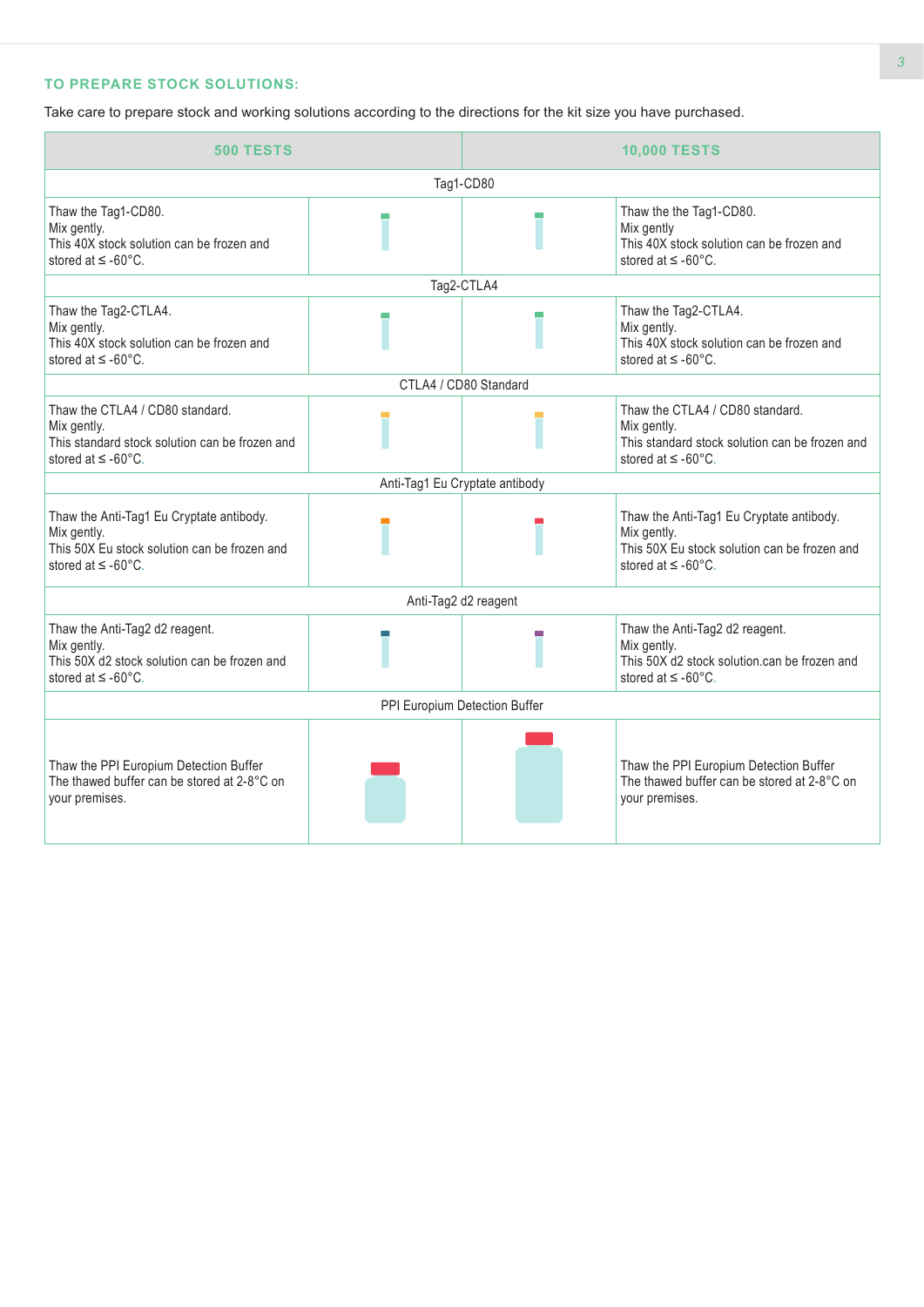## TO PREPARE STOCK SOLUTIONS:

Take care to prepare stock and working solutions according to the directions for the kit size you have purchased.

| 500 TESTS | | | 10,000 TESTS |
|---|---|---|---|
| Tag1-CD80 | | | |
| Thaw the Tag1-CD80. Mix gently. This 40X stock solution can be frozen and stored at ≤ -60°C. | | | Thaw the the Tag1-CD80. Mix gently This 40X stock solution can be frozen and stored at ≤ -60°C. |
| Tag2-CTLA4 | | | |
| Thaw the Tag2-CTLA4. Mix gently. This 40X stock solution can be frozen and stored at ≤ -60°C. | | | Thaw the Tag2-CTLA4. Mix gently. This 40X stock solution can be frozen and stored at ≤ -60°C. |
| CTLA4 / CD80 Standard | | | |
| Thaw the CTLA4 / CD80 standard. Mix gently. This standard stock solution can be frozen and stored at ≤ -60°C. | | | Thaw the CTLA4 / CD80 standard. Mix gently. This standard stock solution can be frozen and stored at ≤ -60°C. |
| Anti-Tag1 Eu Cryptate antibody | | | |
| Thaw the Anti-Tag1 Eu Cryptate antibody. Mix gently. This 50X Eu stock solution can be frozen and stored at ≤ -60°C. | | | Thaw the Anti-Tag1 Eu Cryptate antibody. Mix gently. This 50X Eu stock solution can be frozen and stored at ≤ -60°C. |
| Anti-Tag2 d2 reagent | | | |
| Thaw the Anti-Tag2 d2 reagent. Mix gently. This 50X d2 stock solution can be frozen and stored at ≤ -60°C. | | | Thaw the Anti-Tag2 d2 reagent. Mix gently. This 50X d2 stock solution.can be frozen and stored at ≤ -60°C. |
| PPI Europium Detection Buffer | | | |
| Thaw the PPI Europium Detection Buffer The thawed buffer can be stored at 2-8°C on your premises. | | | Thaw the PPI Europium Detection Buffer The thawed buffer can be stored at 2-8°C on your premises. |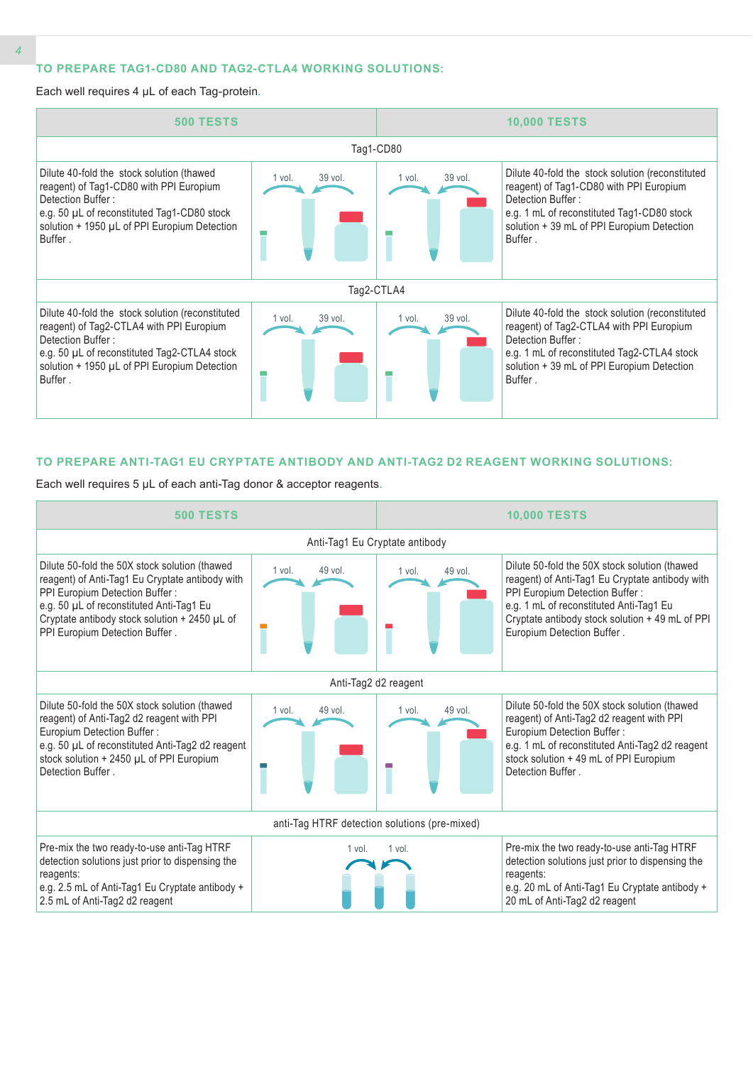## TO PREPARE TAG1-CD80 AND TAG2-CTLA4 WORKING SOLUTIONS:

Each well requires 4 µL of each Tag-protein.

| 500 TESTS | | | 10,000 TESTS |
|---|---|---|---|
| Tag1-CD80 | | | |
| Dilute 40-fold the stock solution (thawed reagent) of Tag1-CD80 with PPI Europium Detection Buffer :<br>e.g. 50 µL of reconstituted Tag1-CD80 stock solution + 1950 µL of PPI Europium Detection Buffer . | 1 vol. 39 vol. | 1 vol. 39 vol. | Dilute 40-fold the stock solution (reconstituted reagent) of Tag1-CD80 with PPI Europium Detection Buffer :<br>e.g. 1 mL of reconstituted Tag1-CD80 stock solution + 39 mL of PPI Europium Detection Buffer . |
| Tag2-CTLA4 | | | |
| Dilute 40-fold the stock solution (reconstituted reagent) of Tag2-CTLA4 with PPI Europium Detection Buffer :<br>e.g. 50 µL of reconstituted Tag2-CTLA4 stock solution + 1950 µL of PPI Europium Detection Buffer . | 1 vol. 39 vol. | 1 vol. 39 vol. | Dilute 40-fold the stock solution (reconstituted reagent) of Tag2-CTLA4 with PPI Europium Detection Buffer :<br>e.g. 1 mL of reconstituted Tag2-CTLA4 stock solution + 39 mL of PPI Europium Detection Buffer . |

## TO PREPARE ANTI-TAG1 EU CRYPTATE ANTIBODY AND ANTI-TAG2 D2 REAGENT WORKING SOLUTIONS:

Each well requires 5 µL of each anti-Tag donor & acceptor reagents.

| 500 TESTS | | | 10,000 TESTS |
|---|---|---|---|
| Anti-Tag1 Eu Cryptate antibody | | | |
| Dilute 50-fold the 50X stock solution (thawed reagent) of Anti-Tag1 Eu Cryptate antibody with PPI Europium Detection Buffer :<br>e.g. 50 µL of reconstituted Anti-Tag1 Eu Cryptate antibody stock solution + 2450 µL of PPI Europium Detection Buffer . | 1 vol. 49 vol. | 1 vol. 49 vol. | Dilute 50-fold the 50X stock solution (thawed reagent) of Anti-Tag1 Eu Cryptate antibody with PPI Europium Detection Buffer :<br>e.g. 1 mL of reconstituted Anti-Tag1 Eu Cryptate antibody stock solution + 49 mL of PPI Europium Detection Buffer . |
| Anti-Tag2 d2 reagent | | | |
| Dilute 50-fold the 50X stock solution (thawed reagent) of Anti-Tag2 d2 reagent with PPI Europium Detection Buffer :<br>e.g. 50 µL of reconstituted Anti-Tag2 d2 reagent stock solution + 2450 µL of PPI Europium Detection Buffer . | 1 vol. 49 vol. | 1 vol. 49 vol. | Dilute 50-fold the 50X stock solution (thawed reagent) of Anti-Tag2 d2 reagent with PPI Europium Detection Buffer :<br>e.g. 1 mL of reconstituted Anti-Tag2 d2 reagent stock solution + 49 mL of PPI Europium Detection Buffer . |
| anti-Tag HTRF detection solutions (pre-mixed) | | | |
| Pre-mix the two ready-to-use anti-Tag HTRF detection solutions just prior to dispensing the reagents:<br>e.g. 2.5 mL of Anti-Tag1 Eu Cryptate antibody + 2.5 mL of Anti-Tag2 d2 reagent | 1 vol. 1 vol. | | Pre-mix the two ready-to-use anti-Tag HTRF detection solutions just prior to dispensing the reagents:<br>e.g. 20 mL of Anti-Tag1 Eu Cryptate antibody + 20 mL of Anti-Tag2 d2 reagent |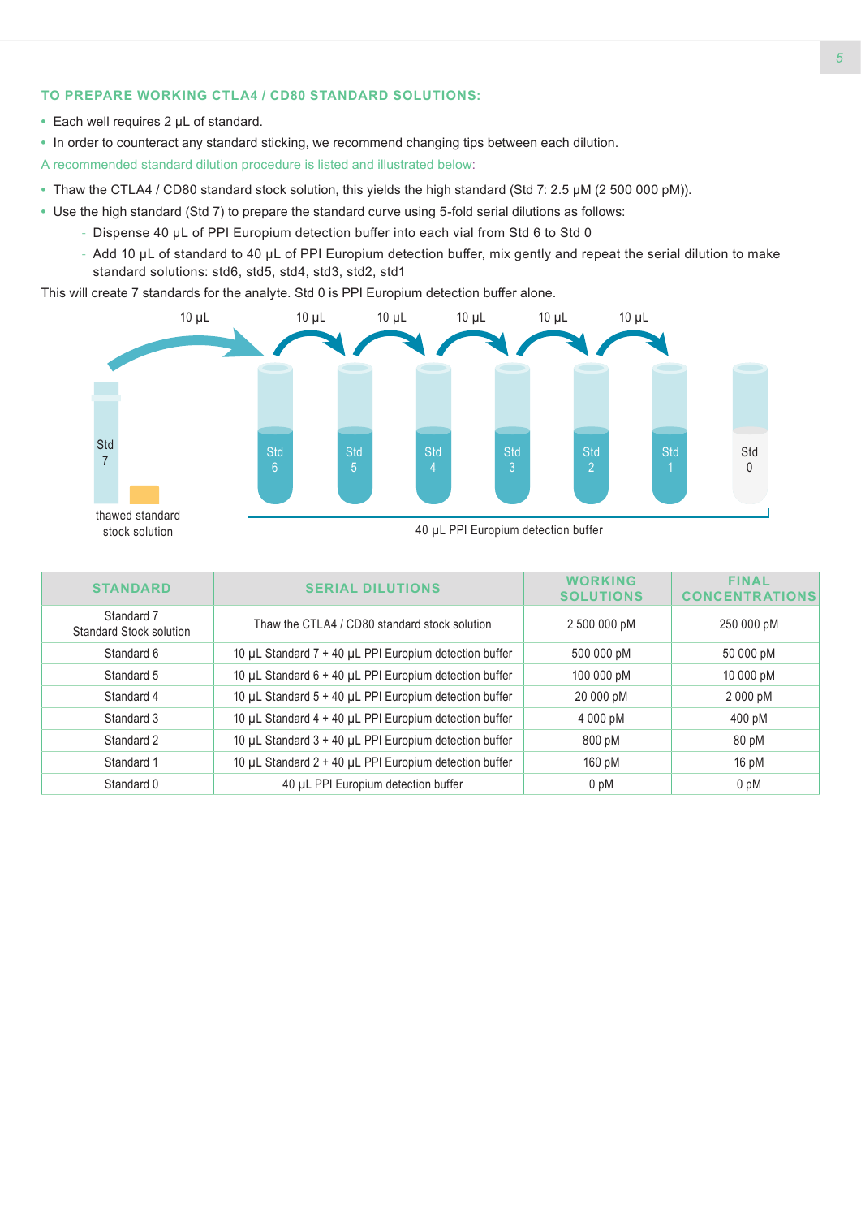### TO PREPARE WORKING CTLA4 / CD80 STANDARD SOLUTIONS:

- Each well requires 2 µL of standard.
- In order to counteract any standard sticking, we recommend changing tips between each dilution.

A recommended standard dilution procedure is listed and illustrated below:

- Thaw the CTLA4 / CD80 standard stock solution, this yields the high standard (Std 7: 2.5 µM (2 500 000 pM)).
- Use the high standard (Std 7) to prepare the standard curve using 5-fold serial dilutions as follows:
  - Dispense 40 µL of PPI Europium detection buffer into each vial from Std 6 to Std 0
  - Add 10 µL of standard to 40 µL of PPI Europium detection buffer, mix gently and repeat the serial dilution to make standard solutions: std6, std5, std4, std3, std2, std1

This will create 7 standards for the analyte. Std 0 is PPI Europium detection buffer alone.

10 µL 10 µL 10 µL 10 µL 10 µL 10 µL

Std 7 — thawed standard stock solution

Std 6 Std 5 Std 4 Std 3 Std 2 Std 1 Std 0

40 µL PPI Europium detection buffer

| STANDARD | SERIAL DILUTIONS | WORKING SOLUTIONS | FINAL CONCENTRATIONS |
|---|---|---|---|
| Standard 7<br>Standard Stock solution | Thaw the CTLA4 / CD80 standard stock solution | 2 500 000 pM | 250 000 pM |
| Standard 6 | 10 µL Standard 7 + 40 µL PPI Europium detection buffer | 500 000 pM | 50 000 pM |
| Standard 5 | 10 µL Standard 6 + 40 µL PPI Europium detection buffer | 100 000 pM | 10 000 pM |
| Standard 4 | 10 µL Standard 5 + 40 µL PPI Europium detection buffer | 20 000 pM | 2 000 pM |
| Standard 3 | 10 µL Standard 4 + 40 µL PPI Europium detection buffer | 4 000 pM | 400 pM |
| Standard 2 | 10 µL Standard 3 + 40 µL PPI Europium detection buffer | 800 pM | 80 pM |
| Standard 1 | 10 µL Standard 2 + 40 µL PPI Europium detection buffer | 160 pM | 16 pM |
| Standard 0 | 40 µL PPI Europium detection buffer | 0 pM | 0 pM |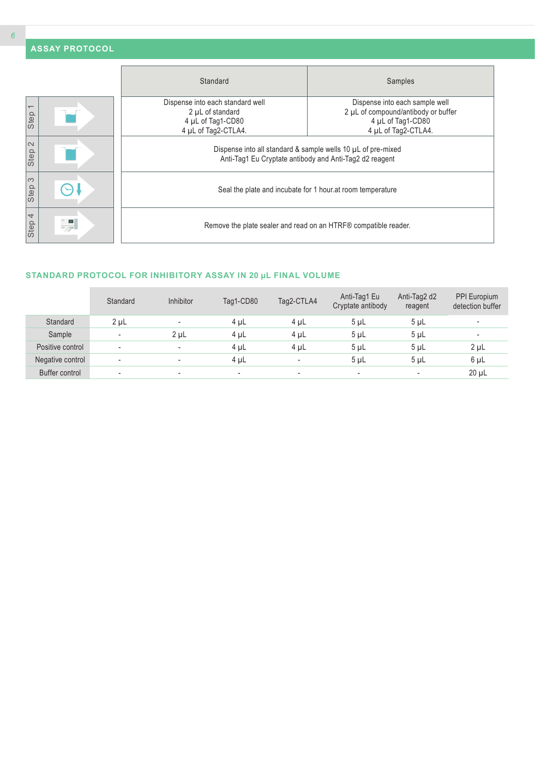## ASSAY PROTOCOL

| | Standard | Samples |
|---|---|---|
| Step 1 | Dispense into each standard well<br>2 µL of standard<br>4 µL of Tag1-CD80<br>4 µL of Tag2-CTLA4. | Dispense into each sample well<br>2 µL of compound/antibody or buffer<br>4 µL of Tag1-CD80<br>4 µL of Tag2-CTLA4. |
| Step 2 | Dispense into all standard & sample wells 10 µL of pre-mixed<br>Anti-Tag1 Eu Cryptate antibody and Anti-Tag2 d2 reagent | |
| Step 3 | Seal the plate and incubate for 1 hour.at room temperature | |
| Step 4 | Remove the plate sealer and read on an HTRF® compatible reader. | |

### STANDARD PROTOCOL FOR INHIBITORY ASSAY IN 20 µL FINAL VOLUME

| | Standard | Inhibitor | Tag1-CD80 | Tag2-CTLA4 | Anti-Tag1 Eu Cryptate antibody | Anti-Tag2 d2 reagent | PPI Europium detection buffer |
|---|---|---|---|---|---|---|---|
| Standard | 2 µL | - | 4 µL | 4 µL | 5 µL | 5 µL | - |
| Sample | - | 2 µL | 4 µL | 4 µL | 5 µL | 5 µL | - |
| Positive control | - | - | 4 µL | 4 µL | 5 µL | 5 µL | 2 µL |
| Negative control | - | - | 4 µL | - | 5 µL | 5 µL | 6 µL |
| Buffer control | - | - | - | - | - | - | 20 µL |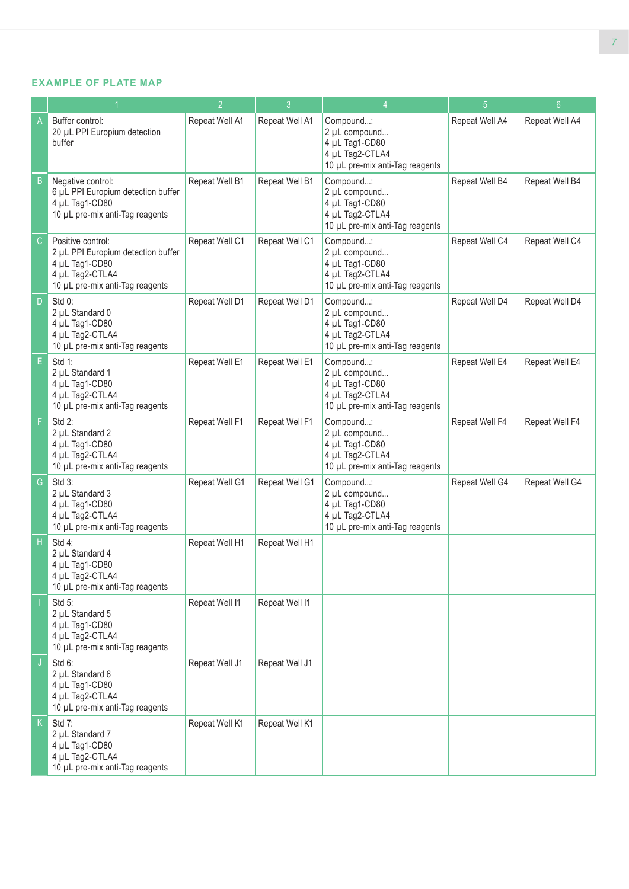## EXAMPLE OF PLATE MAP

| | 1 | 2 | 3 | 4 | 5 | 6 |
|---|---|---|---|---|---|---|
| A | Buffer control:<br>20 µL PPI Europium detection buffer | Repeat Well A1 | Repeat Well A1 | Compound...:<br>2 µL compound...<br>4 µL Tag1-CD80<br>4 µL Tag2-CTLA4<br>10 µL pre-mix anti-Tag reagents | Repeat Well A4 | Repeat Well A4 |
| B | Negative control:<br>6 µL PPI Europium detection buffer<br>4 µL Tag1-CD80<br>10 µL pre-mix anti-Tag reagents | Repeat Well B1 | Repeat Well B1 | Compound...:<br>2 µL compound...<br>4 µL Tag1-CD80<br>4 µL Tag2-CTLA4<br>10 µL pre-mix anti-Tag reagents | Repeat Well B4 | Repeat Well B4 |
| C | Positive control:<br>2 µL PPI Europium detection buffer<br>4 µL Tag1-CD80<br>4 µL Tag2-CTLA4<br>10 µL pre-mix anti-Tag reagents | Repeat Well C1 | Repeat Well C1 | Compound...:<br>2 µL compound...<br>4 µL Tag1-CD80<br>4 µL Tag2-CTLA4<br>10 µL pre-mix anti-Tag reagents | Repeat Well C4 | Repeat Well C4 |
| D | Std 0:<br>2 µL Standard 0<br>4 µL Tag1-CD80<br>4 µL Tag2-CTLA4<br>10 µL pre-mix anti-Tag reagents | Repeat Well D1 | Repeat Well D1 | Compound...:<br>2 µL compound...<br>4 µL Tag1-CD80<br>4 µL Tag2-CTLA4<br>10 µL pre-mix anti-Tag reagents | Repeat Well D4 | Repeat Well D4 |
| E | Std 1:<br>2 µL Standard 1<br>4 µL Tag1-CD80<br>4 µL Tag2-CTLA4<br>10 µL pre-mix anti-Tag reagents | Repeat Well E1 | Repeat Well E1 | Compound...:<br>2 µL compound...<br>4 µL Tag1-CD80<br>4 µL Tag2-CTLA4<br>10 µL pre-mix anti-Tag reagents | Repeat Well E4 | Repeat Well E4 |
| F | Std 2:<br>2 µL Standard 2<br>4 µL Tag1-CD80<br>4 µL Tag2-CTLA4<br>10 µL pre-mix anti-Tag reagents | Repeat Well F1 | Repeat Well F1 | Compound...:<br>2 µL compound...<br>4 µL Tag1-CD80<br>4 µL Tag2-CTLA4<br>10 µL pre-mix anti-Tag reagents | Repeat Well F4 | Repeat Well F4 |
| G | Std 3:<br>2 µL Standard 3<br>4 µL Tag1-CD80<br>4 µL Tag2-CTLA4<br>10 µL pre-mix anti-Tag reagents | Repeat Well G1 | Repeat Well G1 | Compound...:<br>2 µL compound...<br>4 µL Tag1-CD80<br>4 µL Tag2-CTLA4<br>10 µL pre-mix anti-Tag reagents | Repeat Well G4 | Repeat Well G4 |
| H | Std 4:<br>2 µL Standard 4<br>4 µL Tag1-CD80<br>4 µL Tag2-CTLA4<br>10 µL pre-mix anti-Tag reagents | Repeat Well H1 | Repeat Well H1 | | | |
| I | Std 5:<br>2 µL Standard 5<br>4 µL Tag1-CD80<br>4 µL Tag2-CTLA4<br>10 µL pre-mix anti-Tag reagents | Repeat Well I1 | Repeat Well I1 | | | |
| J | Std 6:<br>2 µL Standard 6<br>4 µL Tag1-CD80<br>4 µL Tag2-CTLA4<br>10 µL pre-mix anti-Tag reagents | Repeat Well J1 | Repeat Well J1 | | | |
| K | Std 7:<br>2 µL Standard 7<br>4 µL Tag1-CD80<br>4 µL Tag2-CTLA4<br>10 µL pre-mix anti-Tag reagents | Repeat Well K1 | Repeat Well K1 | | | |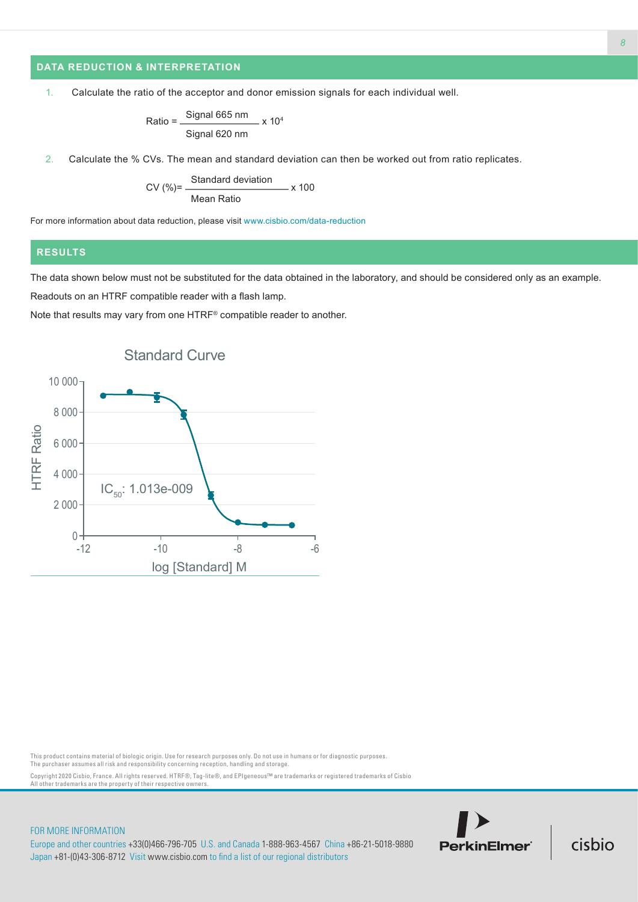## DATA REDUCTION & INTERPRETATION

1. Calculate the ratio of the acceptor and donor emission signals for each individual well.

$$\text{Ratio} = \frac{\text{Signal 665 nm}}{\text{Signal 620 nm}} \times 10^4$$

2. Calculate the % CVs. The mean and standard deviation can then be worked out from ratio replicates.

$$\text{CV (\%)} = \frac{\text{Standard deviation}}{\text{Mean Ratio}} \times 100$$

For more information about data reduction, please visit www.cisbio.com/data-reduction

## RESULTS

The data shown below must not be substituted for the data obtained in the laboratory, and should be considered only as an example.

Readouts on an HTRF compatible reader with a flash lamp.

Note that results may vary from one HTRF® compatible reader to another.

Standard Curve

HTRF Ratio

10 000
8 000
6 000
4 000
2 000
0

$IC_{50}$: 1.013e-009

-12
-10
-8
-6

log [Standard] M

This product contains material of biologic origin. Use for research purposes only. Do not use in humans or for diagnostic purposes.
The purchaser assumes all risk and responsibility concerning reception, handling and storage.

Copyright 2020 Cisbio, France. All rights reserved. HTRF®, Tag-lite®, and EPIgeneous™ are trademarks or registered trademarks of Cisbio
All other trademarks are the property of their respective owners.

FOR MORE INFORMATION

Europe and other countries +33(0)466-796-705 U.S. and Canada 1-888-963-4567 China +86-21-5018-9880
Japan +81-(0)43-306-8712 Visit www.cisbio.com to find a list of our regional distributors

PerkinElmer

cisbio